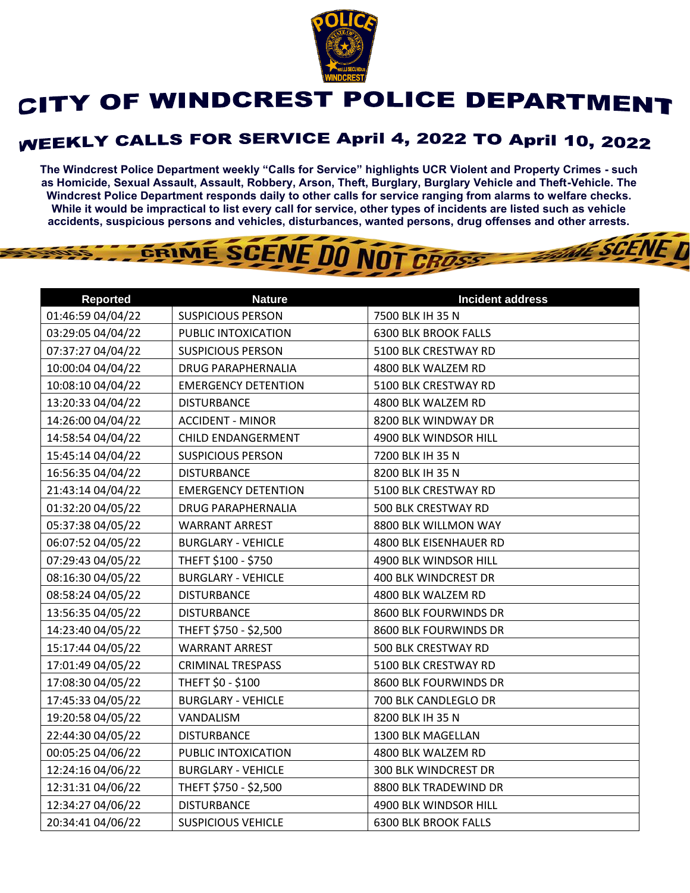# CITY OF WINDCREST POLICE DEPARTMENT

## WEEKLY CALLS FOR SERVICE April 4, 2022 TO April 10, 2022

**The Windcrest Police Department weekly "Calls for Service" highlights UCR Violent and Property Crimes - such as Homicide, Sexual Assault, Assault, Robbery, Arson, Theft, Burglary, Burglary Vehicle and Theft-Vehicle. The Windcrest Police Department responds daily to other calls for service ranging from alarms to welfare checks. While it would be impractical to list every call for service, other types of incidents are listed such as vehicle accidents, suspicious persons and vehicles, disturbances, wanted persons, drug offenses and other arrests.**

| Reported | Nature | Incident address |
|---|---|---|
| 01:46:59 04/04/22 | SUSPICIOUS PERSON | 7500 BLK IH 35 N |
| 03:29:05 04/04/22 | PUBLIC INTOXICATION | 6300 BLK BROOK FALLS |
| 07:37:27 04/04/22 | SUSPICIOUS PERSON | 5100 BLK CRESTWAY RD |
| 10:00:04 04/04/22 | DRUG PARAPHERNALIA | 4800 BLK WALZEM RD |
| 10:08:10 04/04/22 | EMERGENCY DETENTION | 5100 BLK CRESTWAY RD |
| 13:20:33 04/04/22 | DISTURBANCE | 4800 BLK WALZEM RD |
| 14:26:00 04/04/22 | ACCIDENT - MINOR | 8200 BLK WINDWAY DR |
| 14:58:54 04/04/22 | CHILD ENDANGERMENT | 4900 BLK WINDSOR HILL |
| 15:45:14 04/04/22 | SUSPICIOUS PERSON | 7200 BLK IH 35 N |
| 16:56:35 04/04/22 | DISTURBANCE | 8200 BLK IH 35 N |
| 21:43:14 04/04/22 | EMERGENCY DETENTION | 5100 BLK CRESTWAY RD |
| 01:32:20 04/05/22 | DRUG PARAPHERNALIA | 500 BLK CRESTWAY RD |
| 05:37:38 04/05/22 | WARRANT ARREST | 8800 BLK WILLMON WAY |
| 06:07:52 04/05/22 | BURGLARY - VEHICLE | 4800 BLK EISENHAUER RD |
| 07:29:43 04/05/22 | THEFT $100 - $750 | 4900 BLK WINDSOR HILL |
| 08:16:30 04/05/22 | BURGLARY - VEHICLE | 400 BLK WINDCREST DR |
| 08:58:24 04/05/22 | DISTURBANCE | 4800 BLK WALZEM RD |
| 13:56:35 04/05/22 | DISTURBANCE | 8600 BLK FOURWINDS DR |
| 14:23:40 04/05/22 | THEFT $750 - $2,500 | 8600 BLK FOURWINDS DR |
| 15:17:44 04/05/22 | WARRANT ARREST | 500 BLK CRESTWAY RD |
| 17:01:49 04/05/22 | CRIMINAL TRESPASS | 5100 BLK CRESTWAY RD |
| 17:08:30 04/05/22 | THEFT $0 - $100 | 8600 BLK FOURWINDS DR |
| 17:45:33 04/05/22 | BURGLARY - VEHICLE | 700 BLK CANDLEGLO DR |
| 19:20:58 04/05/22 | VANDALISM | 8200 BLK IH 35 N |
| 22:44:30 04/05/22 | DISTURBANCE | 1300 BLK MAGELLAN |
| 00:05:25 04/06/22 | PUBLIC INTOXICATION | 4800 BLK WALZEM RD |
| 12:24:16 04/06/22 | BURGLARY - VEHICLE | 300 BLK WINDCREST DR |
| 12:31:31 04/06/22 | THEFT $750 - $2,500 | 8800 BLK TRADEWIND DR |
| 12:34:27 04/06/22 | DISTURBANCE | 4900 BLK WINDSOR HILL |
| 20:34:41 04/06/22 | SUSPICIOUS VEHICLE | 6300 BLK BROOK FALLS |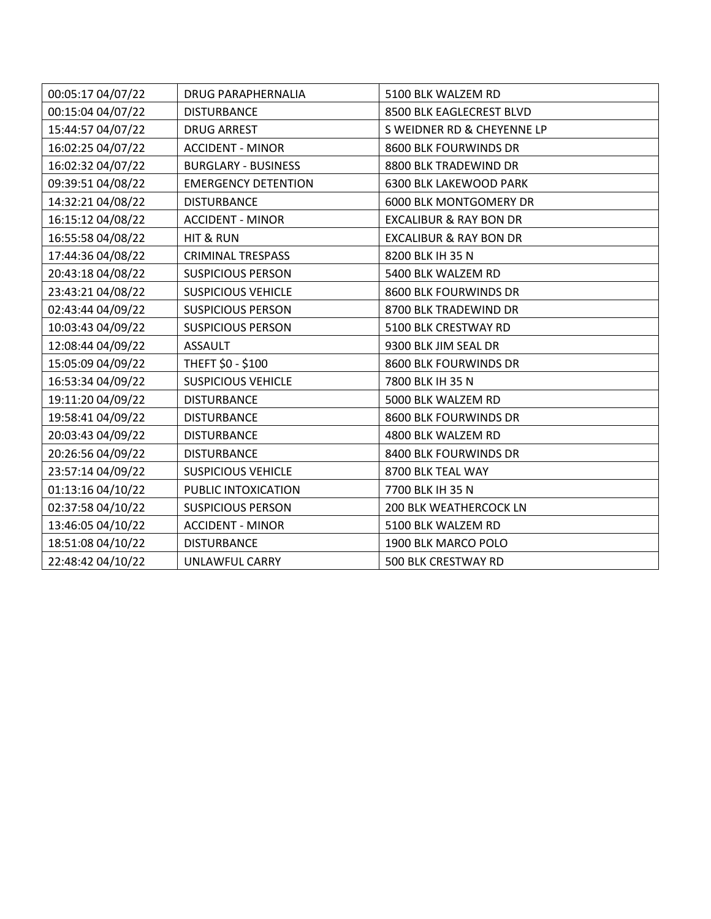| | | |
|---|---|---|
| 00:05:17 04/07/22 | DRUG PARAPHERNALIA | 5100 BLK WALZEM RD |
| 00:15:04 04/07/22 | DISTURBANCE | 8500 BLK EAGLECREST BLVD |
| 15:44:57 04/07/22 | DRUG ARREST | S WEIDNER RD & CHEYENNE LP |
| 16:02:25 04/07/22 | ACCIDENT - MINOR | 8600 BLK FOURWINDS DR |
| 16:02:32 04/07/22 | BURGLARY - BUSINESS | 8800 BLK TRADEWIND DR |
| 09:39:51 04/08/22 | EMERGENCY DETENTION | 6300 BLK LAKEWOOD PARK |
| 14:32:21 04/08/22 | DISTURBANCE | 6000 BLK MONTGOMERY DR |
| 16:15:12 04/08/22 | ACCIDENT - MINOR | EXCALIBUR & RAY BON DR |
| 16:55:58 04/08/22 | HIT & RUN | EXCALIBUR & RAY BON DR |
| 17:44:36 04/08/22 | CRIMINAL TRESPASS | 8200 BLK IH 35 N |
| 20:43:18 04/08/22 | SUSPICIOUS PERSON | 5400 BLK WALZEM RD |
| 23:43:21 04/08/22 | SUSPICIOUS VEHICLE | 8600 BLK FOURWINDS DR |
| 02:43:44 04/09/22 | SUSPICIOUS PERSON | 8700 BLK TRADEWIND DR |
| 10:03:43 04/09/22 | SUSPICIOUS PERSON | 5100 BLK CRESTWAY RD |
| 12:08:44 04/09/22 | ASSAULT | 9300 BLK JIM SEAL DR |
| 15:05:09 04/09/22 | THEFT $0 - $100 | 8600 BLK FOURWINDS DR |
| 16:53:34 04/09/22 | SUSPICIOUS VEHICLE | 7800 BLK IH 35 N |
| 19:11:20 04/09/22 | DISTURBANCE | 5000 BLK WALZEM RD |
| 19:58:41 04/09/22 | DISTURBANCE | 8600 BLK FOURWINDS DR |
| 20:03:43 04/09/22 | DISTURBANCE | 4800 BLK WALZEM RD |
| 20:26:56 04/09/22 | DISTURBANCE | 8400 BLK FOURWINDS DR |
| 23:57:14 04/09/22 | SUSPICIOUS VEHICLE | 8700 BLK TEAL WAY |
| 01:13:16 04/10/22 | PUBLIC INTOXICATION | 7700 BLK IH 35 N |
| 02:37:58 04/10/22 | SUSPICIOUS PERSON | 200 BLK WEATHERCOCK LN |
| 13:46:05 04/10/22 | ACCIDENT - MINOR | 5100 BLK WALZEM RD |
| 18:51:08 04/10/22 | DISTURBANCE | 1900 BLK MARCO POLO |
| 22:48:42 04/10/22 | UNLAWFUL CARRY | 500 BLK CRESTWAY RD |